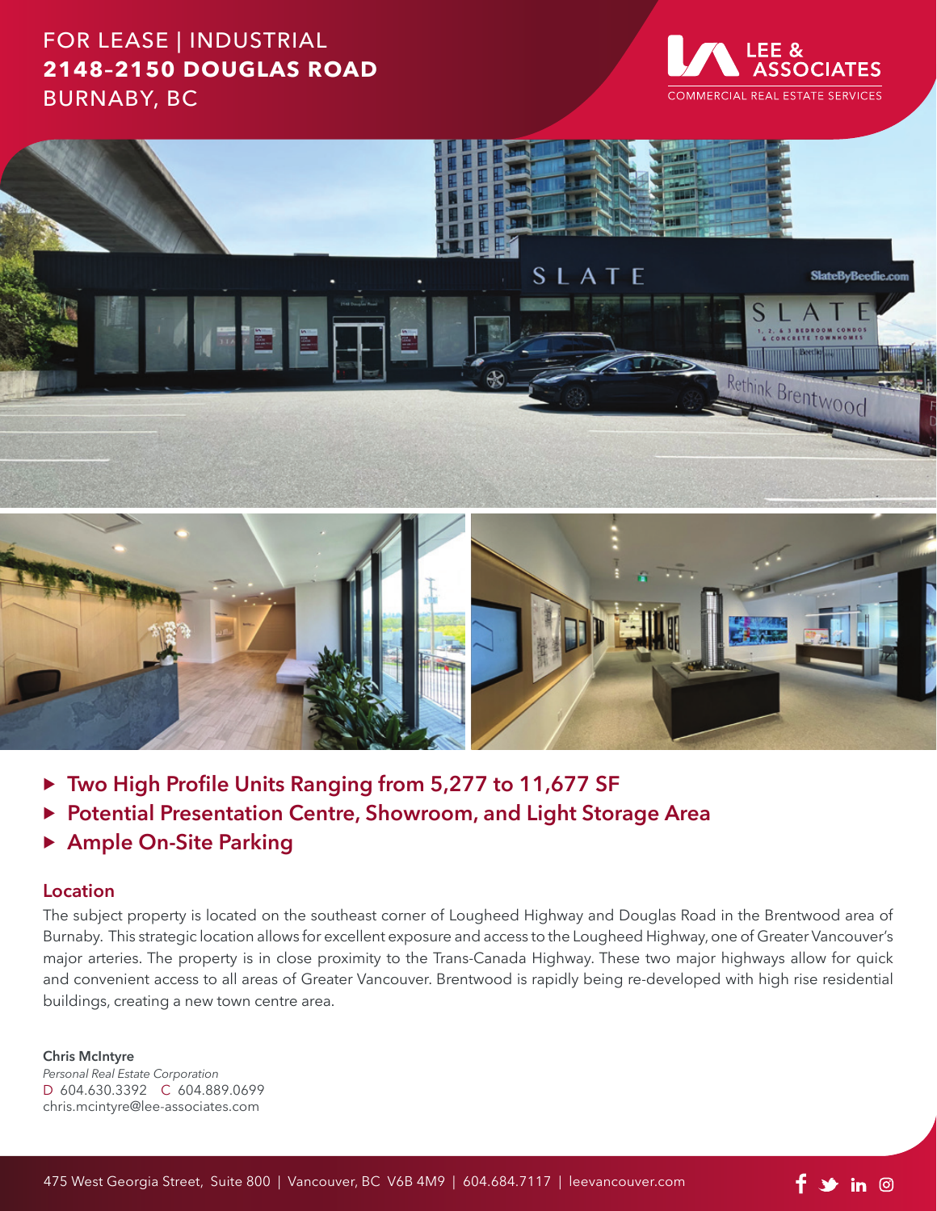FOR LEASE | INDUSTRIAL

# 2148-2150 DOUGLAS ROAD

BURNABY, BC

LEE & ASSOCIATES
COMMERCIAL REAL ESTATE SERVICES

- Two High Profile Units Ranging from 5,277 to 11,677 SF
- Potential Presentation Centre, Showroom, and Light Storage Area
- Ample On-Site Parking

## Location

The subject property is located on the southeast corner of Lougheed Highway and Douglas Road in the Brentwood area of Burnaby. This strategic location allows for excellent exposure and access to the Lougheed Highway, one of Greater Vancouver's major arteries. The property is in close proximity to the Trans-Canada Highway. These two major highways allow for quick and convenient access to all areas of Greater Vancouver. Brentwood is rapidly being re-developed with high rise residential buildings, creating a new town centre area.

**Chris McIntyre**
*Personal Real Estate Corporation*
D 604.630.3392 C 604.889.0699
chris.mcintyre@lee-associates.com

475 West Georgia Street, Suite 800 | Vancouver, BC V6B 4M9 | 604.684.7117 | leevancouver.com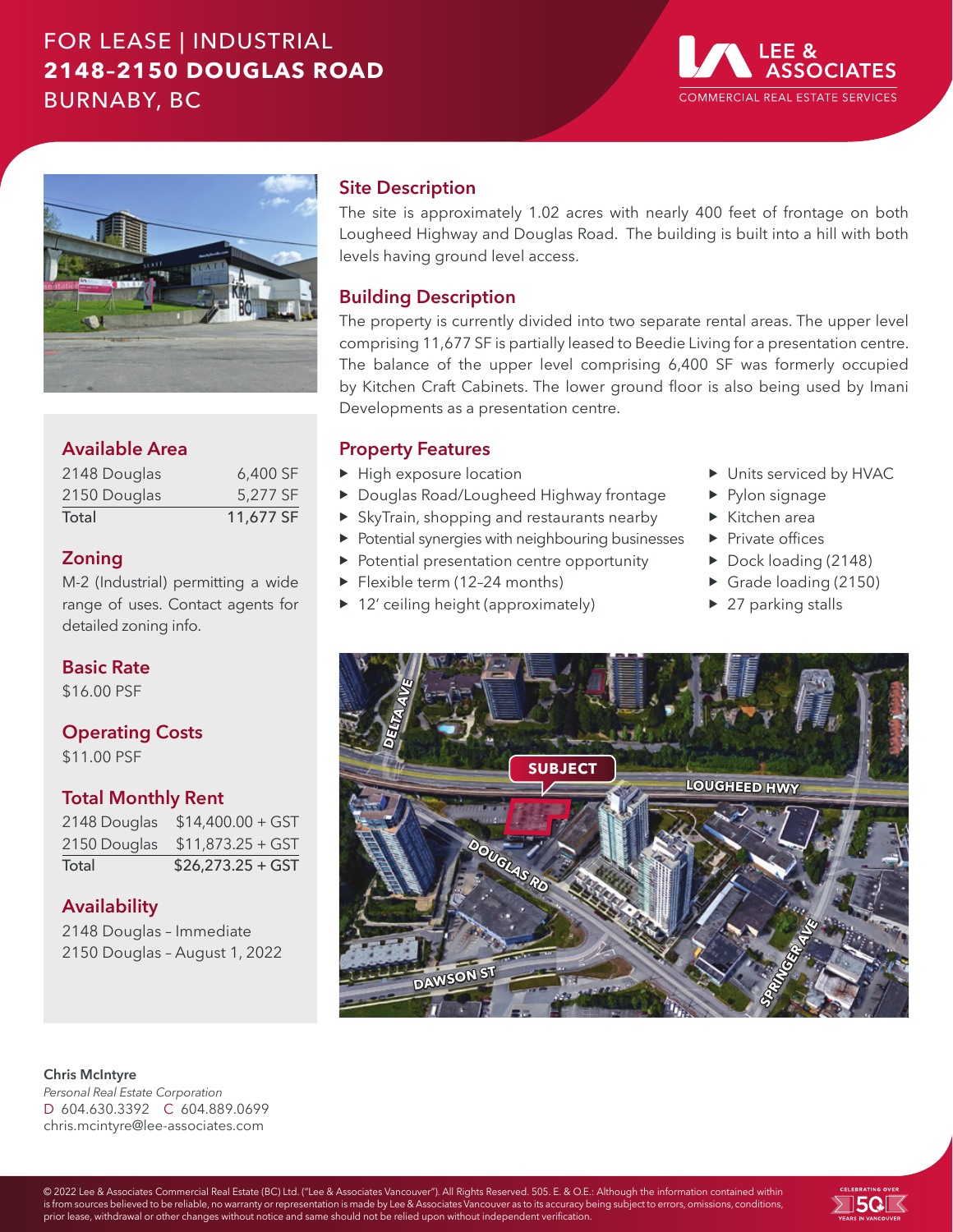# FOR LEASE | INDUSTRIAL
# **2148-2150 DOUGLAS ROAD**
# BURNABY, BC

LEE & ASSOCIATES
COMMERCIAL REAL ESTATE SERVICES

## Available Area

| | |
|---|---|
| 2148 Douglas | 6,400 SF |
| 2150 Douglas | 5,277 SF |
| Total | 11,677 SF |

## Zoning

M-2 (Industrial) permitting a wide range of uses. Contact agents for detailed zoning info.

## Basic Rate

$16.00 PSF

## Operating Costs

$11.00 PSF

## Total Monthly Rent

| | |
|---|---|
| 2148 Douglas | $14,400.00 + GST |
| 2150 Douglas | $11,873.25 + GST |
| Total | $26,273.25 + GST |

## Availability

2148 Douglas – Immediate
2150 Douglas – August 1, 2022

## Site Description

The site is approximately 1.02 acres with nearly 400 feet of frontage on both Lougheed Highway and Douglas Road. The building is built into a hill with both levels having ground level access.

## Building Description

The property is currently divided into two separate rental areas. The upper level comprising 11,677 SF is partially leased to Beedie Living for a presentation centre. The balance of the upper level comprising 6,400 SF was formerly occupied by Kitchen Craft Cabinets. The lower ground floor is also being used by Imani Developments as a presentation centre.

## Property Features

- High exposure location
- Douglas Road/Lougheed Highway frontage
- SkyTrain, shopping and restaurants nearby
- Potential synergies with neighbouring businesses
- Potential presentation centre opportunity
- Flexible term (12–24 months)
- 12′ ceiling height (approximately)
- Units serviced by HVAC
- Pylon signage
- Kitchen area
- Private offices
- Dock loading (2148)
- Grade loading (2150)
- 27 parking stalls

DELTA AVE
SUBJECT
LOUGHEED HWY
DOUGLAS RD
DAWSON ST
SPRINGER AVE

**Chris McIntyre**
*Personal Real Estate Corporation*
D 604.630.3392 C 604.889.0699
chris.mcintyre@lee-associates.com

© 2022 Lee & Associates Commercial Real Estate (BC) Ltd. ("Lee & Associates Vancouver"). All Rights Reserved. 505. E. & O.E.: Although the information contained within is from sources believed to be reliable, no warranty or representation is made by Lee & Associates Vancouver as to its accuracy being subject to errors, omissions, conditions, prior lease, withdrawal or other changes without notice and same should not be relied upon without independent verification.